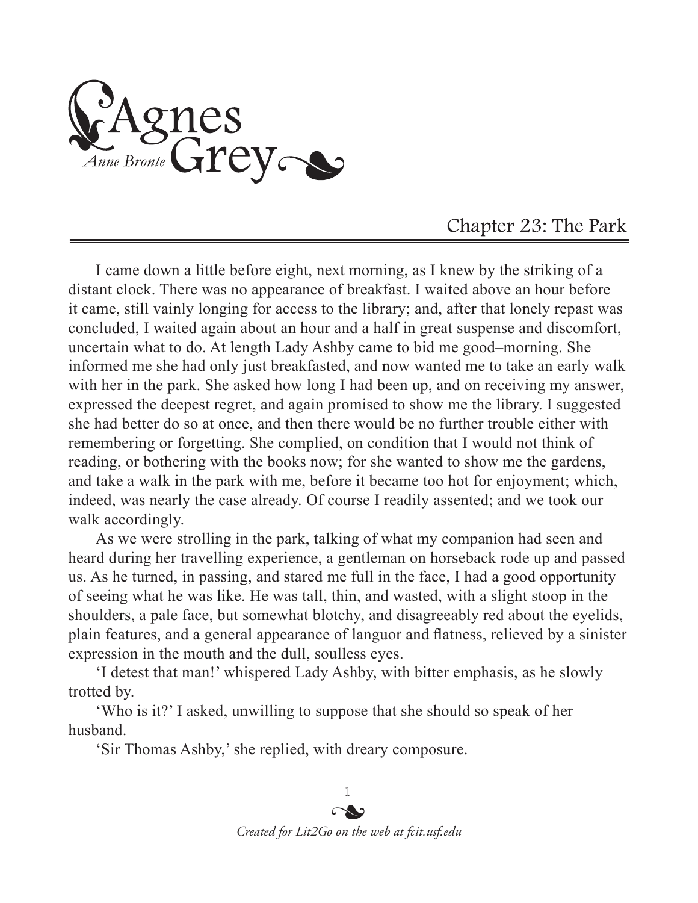# Agnes Grey

*Anne Bronte*

## Chapter 23: The Park

I came down a little before eight, next morning, as I knew by the striking of a distant clock. There was no appearance of breakfast. I waited above an hour before it came, still vainly longing for access to the library; and, after that lonely repast was concluded, I waited again about an hour and a half in great suspense and discomfort, uncertain what to do. At length Lady Ashby came to bid me good–morning. She informed me she had only just breakfasted, and now wanted me to take an early walk with her in the park. She asked how long I had been up, and on receiving my answer, expressed the deepest regret, and again promised to show me the library. I suggested she had better do so at once, and then there would be no further trouble either with remembering or forgetting. She complied, on condition that I would not think of reading, or bothering with the books now; for she wanted to show me the gardens, and take a walk in the park with me, before it became too hot for enjoyment; which, indeed, was nearly the case already. Of course I readily assented; and we took our walk accordingly.

As we were strolling in the park, talking of what my companion had seen and heard during her travelling experience, a gentleman on horseback rode up and passed us. As he turned, in passing, and stared me full in the face, I had a good opportunity of seeing what he was like. He was tall, thin, and wasted, with a slight stoop in the shoulders, a pale face, but somewhat blotchy, and disagreeably red about the eyelids, plain features, and a general appearance of languor and flatness, relieved by a sinister expression in the mouth and the dull, soulless eyes.

'I detest that man!' whispered Lady Ashby, with bitter emphasis, as he slowly trotted by.

'Who is it?' I asked, unwilling to suppose that she should so speak of her husband.

'Sir Thomas Ashby,' she replied, with dreary composure.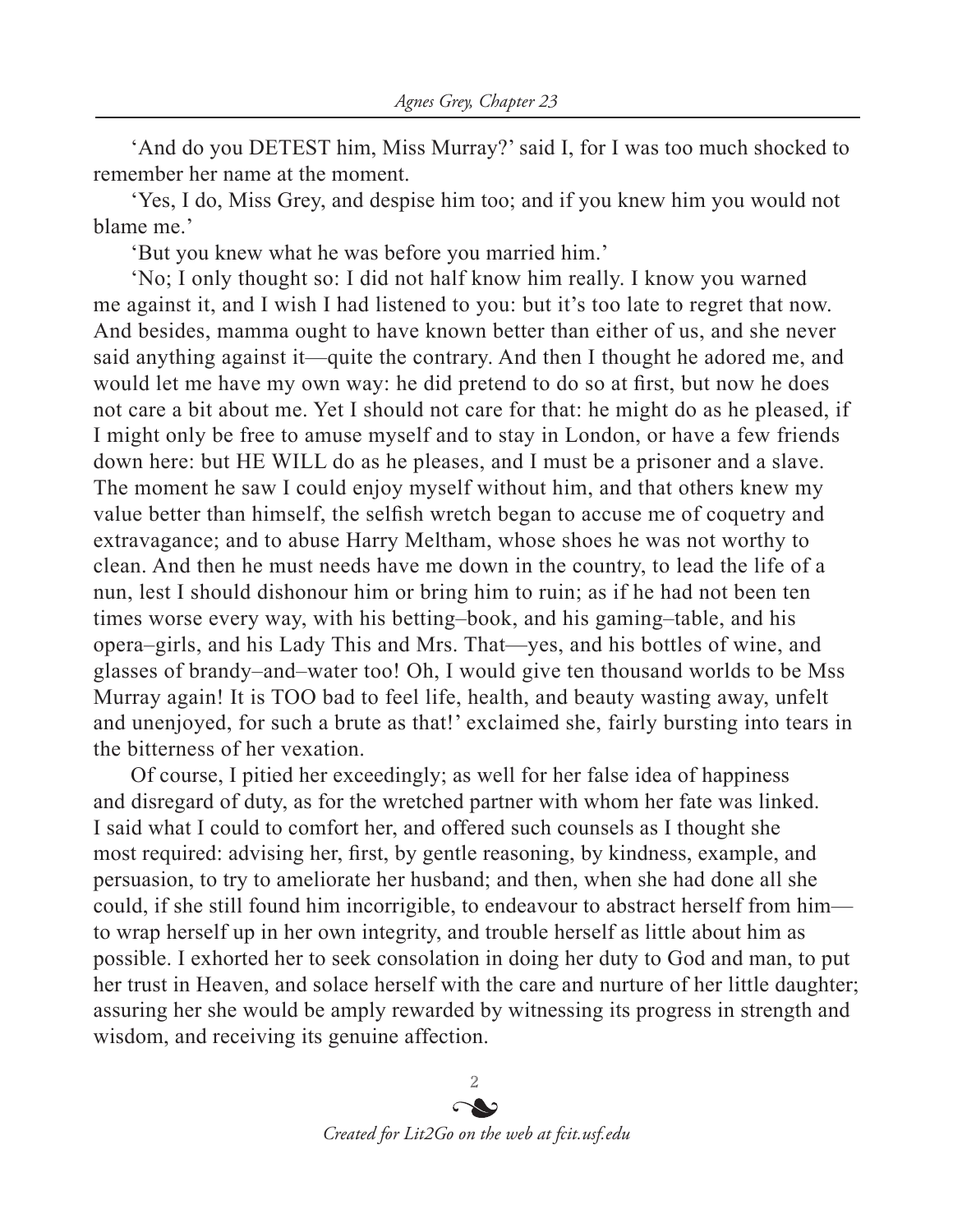'And do you DETEST him, Miss Murray?' said I, for I was too much shocked to remember her name at the moment.

'Yes, I do, Miss Grey, and despise him too; and if you knew him you would not blame me.'

'But you knew what he was before you married him.'

'No; I only thought so: I did not half know him really. I know you warned me against it, and I wish I had listened to you: but it's too late to regret that now. And besides, mamma ought to have known better than either of us, and she never said anything against it—quite the contrary. And then I thought he adored me, and would let me have my own way: he did pretend to do so at first, but now he does not care a bit about me. Yet I should not care for that: he might do as he pleased, if I might only be free to amuse myself and to stay in London, or have a few friends down here: but HE WILL do as he pleases, and I must be a prisoner and a slave. The moment he saw I could enjoy myself without him, and that others knew my value better than himself, the selfish wretch began to accuse me of coquetry and extravagance; and to abuse Harry Meltham, whose shoes he was not worthy to clean. And then he must needs have me down in the country, to lead the life of a nun, lest I should dishonour him or bring him to ruin; as if he had not been ten times worse every way, with his betting–book, and his gaming–table, and his opera–girls, and his Lady This and Mrs. That—yes, and his bottles of wine, and glasses of brandy–and–water too! Oh, I would give ten thousand worlds to be Mss Murray again! It is TOO bad to feel life, health, and beauty wasting away, unfelt and unenjoyed, for such a brute as that!' exclaimed she, fairly bursting into tears in the bitterness of her vexation.

Of course, I pitied her exceedingly; as well for her false idea of happiness and disregard of duty, as for the wretched partner with whom her fate was linked. I said what I could to comfort her, and offered such counsels as I thought she most required: advising her, first, by gentle reasoning, by kindness, example, and persuasion, to try to ameliorate her husband; and then, when she had done all she could, if she still found him incorrigible, to endeavour to abstract herself from him—to wrap herself up in her own integrity, and trouble herself as little about him as possible. I exhorted her to seek consolation in doing her duty to God and man, to put her trust in Heaven, and solace herself with the care and nurture of her little daughter; assuring her she would be amply rewarded by witnessing its progress in strength and wisdom, and receiving its genuine affection.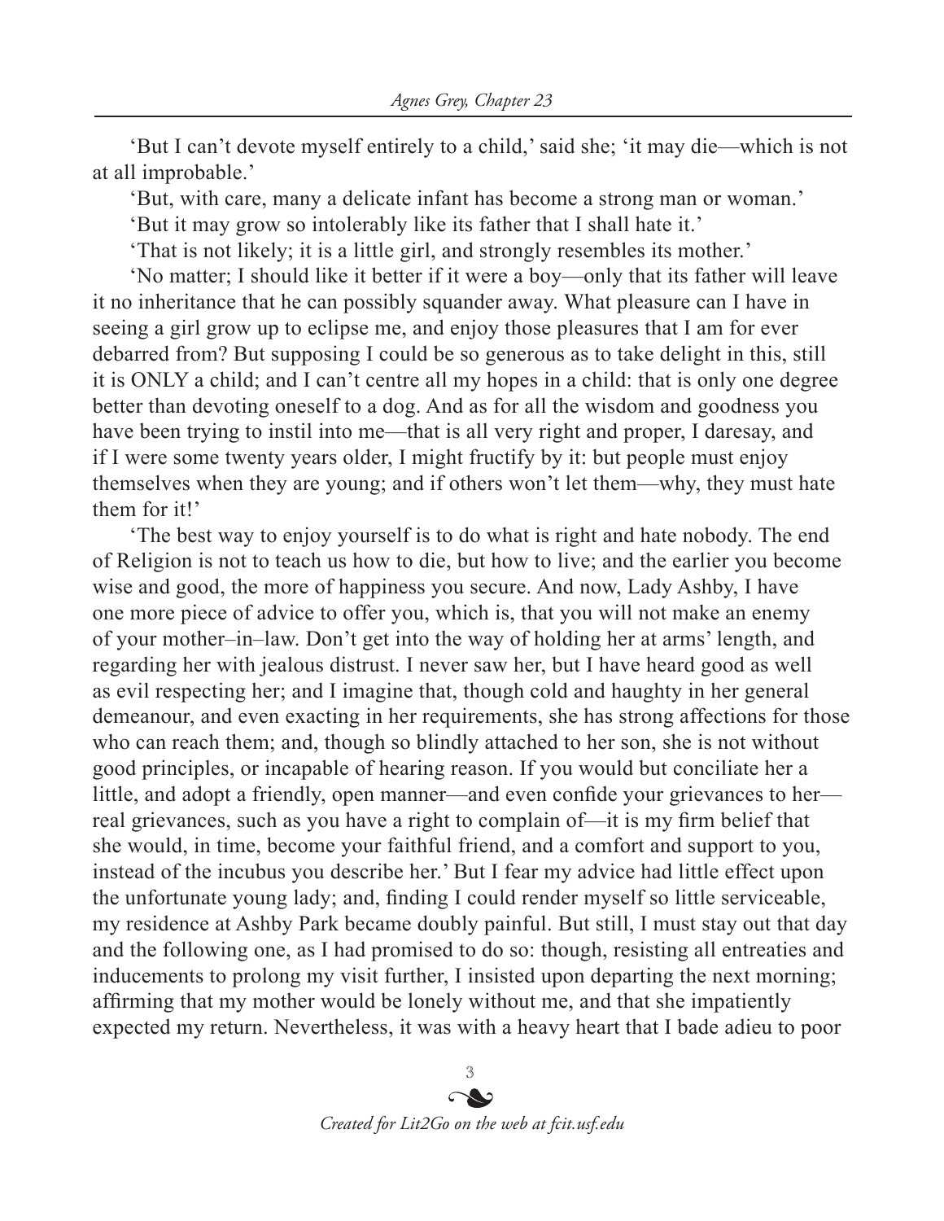'But I can't devote myself entirely to a child,' said she; 'it may die—which is not at all improbable.'

'But, with care, many a delicate infant has become a strong man or woman.'

'But it may grow so intolerably like its father that I shall hate it.'

'That is not likely; it is a little girl, and strongly resembles its mother.'

'No matter; I should like it better if it were a boy—only that its father will leave it no inheritance that he can possibly squander away. What pleasure can I have in seeing a girl grow up to eclipse me, and enjoy those pleasures that I am for ever debarred from? But supposing I could be so generous as to take delight in this, still it is ONLY a child; and I can't centre all my hopes in a child: that is only one degree better than devoting oneself to a dog. And as for all the wisdom and goodness you have been trying to instil into me—that is all very right and proper, I daresay, and if I were some twenty years older, I might fructify by it: but people must enjoy themselves when they are young; and if others won't let them—why, they must hate them for it!'

'The best way to enjoy yourself is to do what is right and hate nobody. The end of Religion is not to teach us how to die, but how to live; and the earlier you become wise and good, the more of happiness you secure. And now, Lady Ashby, I have one more piece of advice to offer you, which is, that you will not make an enemy of your mother–in–law. Don't get into the way of holding her at arms' length, and regarding her with jealous distrust. I never saw her, but I have heard good as well as evil respecting her; and I imagine that, though cold and haughty in her general demeanour, and even exacting in her requirements, she has strong affections for those who can reach them; and, though so blindly attached to her son, she is not without good principles, or incapable of hearing reason. If you would but conciliate her a little, and adopt a friendly, open manner—and even confide your grievances to her—real grievances, such as you have a right to complain of—it is my firm belief that she would, in time, become your faithful friend, and a comfort and support to you, instead of the incubus you describe her.' But I fear my advice had little effect upon the unfortunate young lady; and, finding I could render myself so little serviceable, my residence at Ashby Park became doubly painful. But still, I must stay out that day and the following one, as I had promised to do so: though, resisting all entreaties and inducements to prolong my visit further, I insisted upon departing the next morning; affirming that my mother would be lonely without me, and that she impatiently expected my return. Nevertheless, it was with a heavy heart that I bade adieu to poor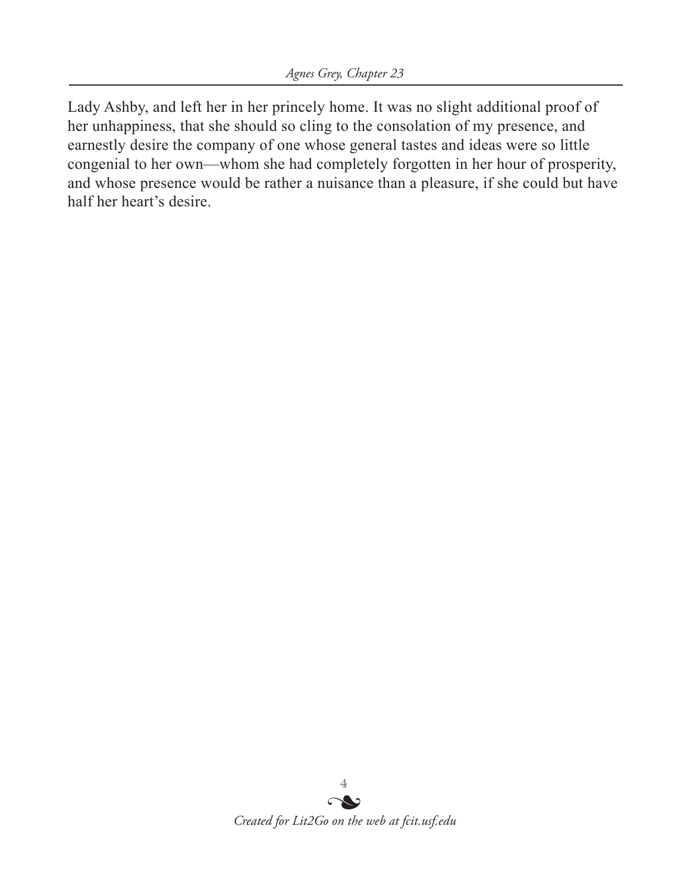Lady Ashby, and left her in her princely home. It was no slight additional proof of her unhappiness, that she should so cling to the consolation of my presence, and earnestly desire the company of one whose general tastes and ideas were so little congenial to her own—whom she had completely forgotten in her hour of prosperity, and whose presence would be rather a nuisance than a pleasure, if she could but have half her heart's desire.